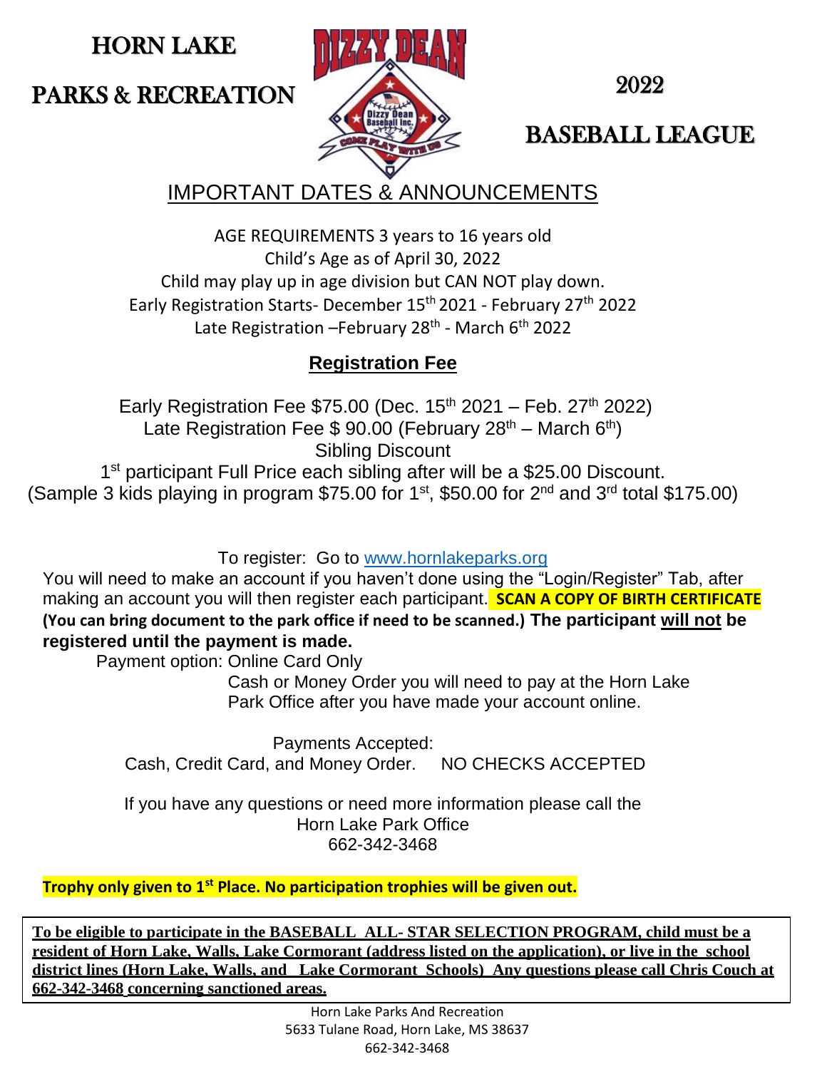# HORN LAKE PARKS & RECREATION

# 2022 BASEBALL LEAGUE

## IMPORTANT DATES & ANNOUNCEMENTS

AGE REQUIREMENTS 3 years to 16 years old
Child's Age as of April 30, 2022
Child may play up in age division but CAN NOT play down.
Early Registration Starts- December 15th 2021 - February 27th 2022
Late Registration –February 28th - March 6th 2022

## Registration Fee

Early Registration Fee $75.00 (Dec. 15th 2021 – Feb. 27th 2022)
Late Registration Fee $ 90.00 (February 28th – March 6th)
Sibling Discount
1st participant Full Price each sibling after will be a $25.00 Discount.
(Sample 3 kids playing in program $75.00 for 1st, $50.00 for 2nd and 3rd total $175.00)

To register: Go to www.hornlakeparks.org

You will need to make an account if you haven't done using the "Login/Register" Tab, after making an account you will then register each participant. **SCAN A COPY OF BIRTH CERTIFICATE (You can bring document to the park office if need to be scanned.) The participant will not be registered until the payment is made.**

Payment option: Online Card Only
Cash or Money Order you will need to pay at the Horn Lake Park Office after you have made your account online.

Payments Accepted:
Cash, Credit Card, and Money Order. NO CHECKS ACCEPTED

If you have any questions or need more information please call the
Horn Lake Park Office
662-342-3468

**Trophy only given to 1st Place. No participation trophies will be given out.**

**To be eligible to participate in the BASEBALL ALL- STAR SELECTION PROGRAM, child must be a resident of Horn Lake, Walls, Lake Cormorant (address listed on the application), or live in the school district lines (Horn Lake, Walls, and Lake Cormorant Schools) Any questions please call Chris Couch at 662-342-3468 concerning sanctioned areas.**

Horn Lake Parks And Recreation
5633 Tulane Road, Horn Lake, MS 38637
662-342-3468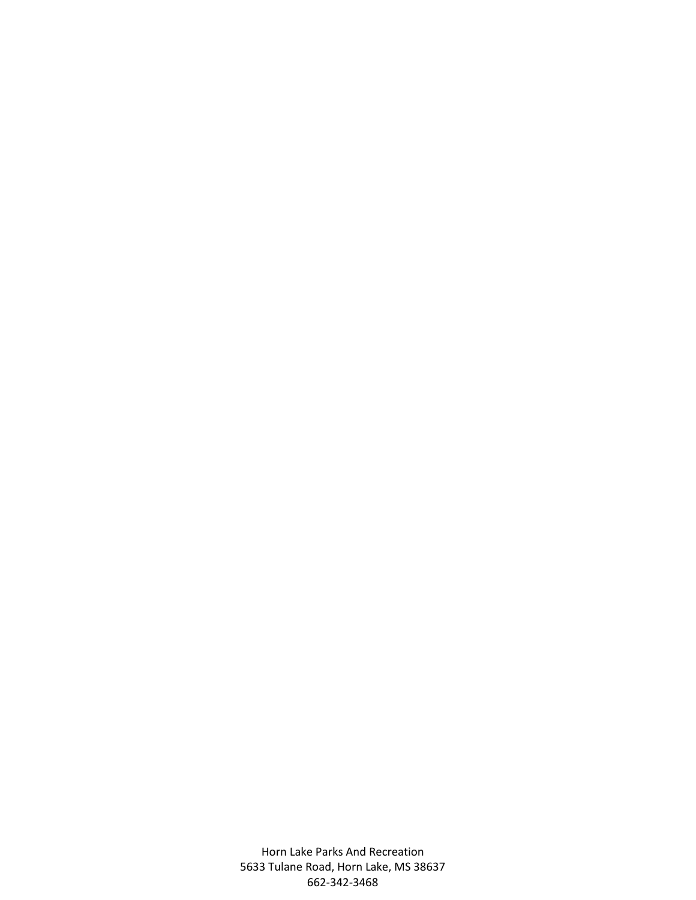Horn Lake Parks And Recreation
5633 Tulane Road, Horn Lake, MS 38637
662-342-3468